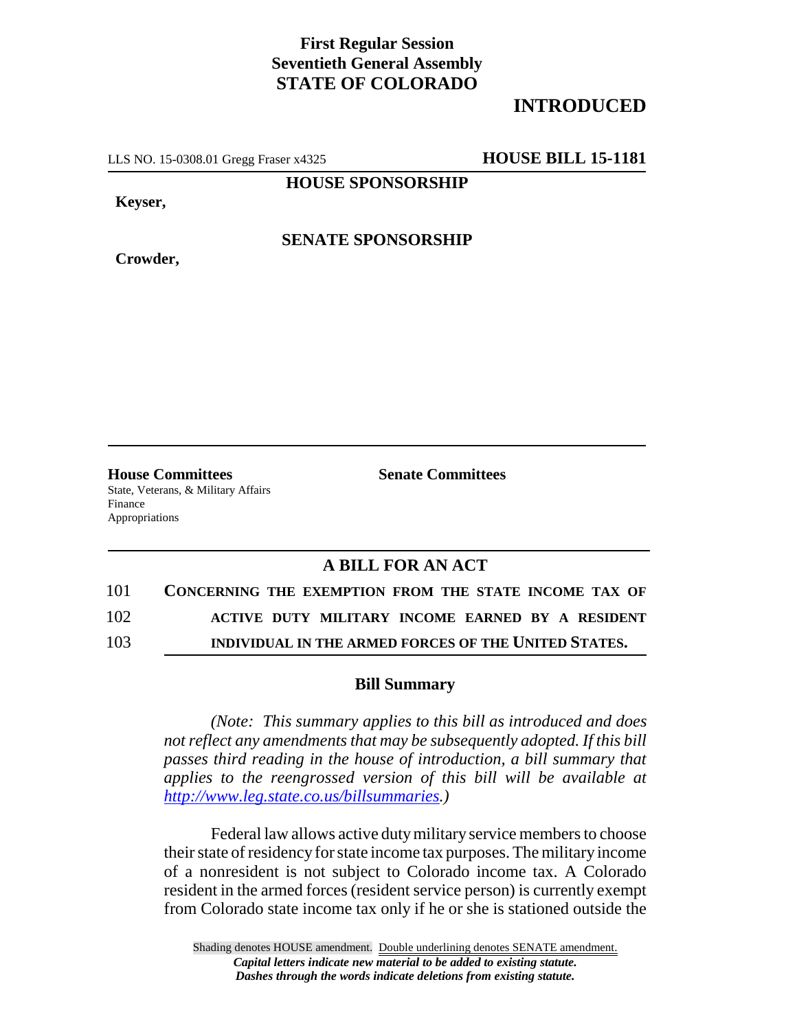**First Regular Session**
**Seventieth General Assembly**
**STATE OF COLORADO**

# INTRODUCED

LLS NO. 15-0308.01 Gregg Fraser x4325 **HOUSE BILL 15-1181**

**HOUSE SPONSORSHIP**

**Keyser,**

**SENATE SPONSORSHIP**

**Crowder,**

**House Committees**
State, Veterans, & Military Affairs
Finance
Appropriations

**Senate Committees**

## A BILL FOR AN ACT

101 **CONCERNING THE EXEMPTION FROM THE STATE INCOME TAX OF**
102 **ACTIVE DUTY MILITARY INCOME EARNED BY A RESIDENT**
103 **INDIVIDUAL IN THE ARMED FORCES OF THE UNITED STATES.**

### Bill Summary

*(Note: This summary applies to this bill as introduced and does not reflect any amendments that may be subsequently adopted. If this bill passes third reading in the house of introduction, a bill summary that applies to the reengrossed version of this bill will be available at http://www.leg.state.co.us/billsummaries.)*

Federal law allows active duty military service members to choose their state of residency for state income tax purposes. The military income of a nonresident is not subject to Colorado income tax. A Colorado resident in the armed forces (resident service person) is currently exempt from Colorado state income tax only if he or she is stationed outside the

Shading denotes HOUSE amendment. Double underlining denotes SENATE amendment.
*Capital letters indicate new material to be added to existing statute.*
*Dashes through the words indicate deletions from existing statute.*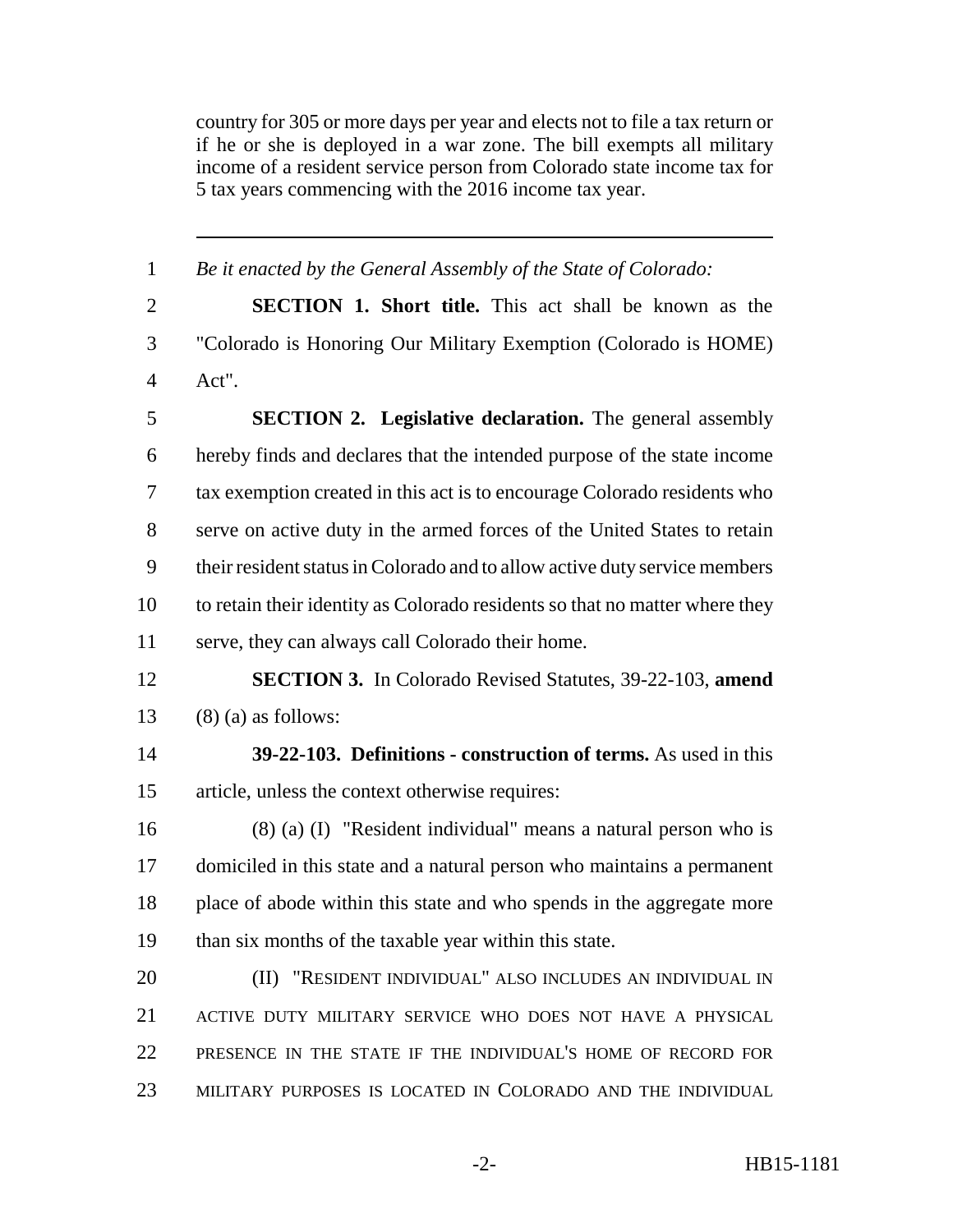country for 305 or more days per year and elects not to file a tax return or if he or she is deployed in a war zone. The bill exempts all military income of a resident service person from Colorado state income tax for 5 tax years commencing with the 2016 income tax year.

---

1 *Be it enacted by the General Assembly of the State of Colorado:*

2 **SECTION 1. Short title.** This act shall be known as the
3 "Colorado is Honoring Our Military Exemption (Colorado is HOME)
4 Act".

5 **SECTION 2. Legislative declaration.** The general assembly
6 hereby finds and declares that the intended purpose of the state income
7 tax exemption created in this act is to encourage Colorado residents who
8 serve on active duty in the armed forces of the United States to retain
9 their resident status in Colorado and to allow active duty service members
10 to retain their identity as Colorado residents so that no matter where they
11 serve, they can always call Colorado their home.

12 **SECTION 3.** In Colorado Revised Statutes, 39-22-103, **amend**
13 (8) (a) as follows:

14 **39-22-103. Definitions - construction of terms.** As used in this
15 article, unless the context otherwise requires:

16 (8) (a) (I) "Resident individual" means a natural person who is
17 domiciled in this state and a natural person who maintains a permanent
18 place of abode within this state and who spends in the aggregate more
19 than six months of the taxable year within this state.

20 (II) "RESIDENT INDIVIDUAL" ALSO INCLUDES AN INDIVIDUAL IN
21 ACTIVE DUTY MILITARY SERVICE WHO DOES NOT HAVE A PHYSICAL
22 PRESENCE IN THE STATE IF THE INDIVIDUAL'S HOME OF RECORD FOR
23 MILITARY PURPOSES IS LOCATED IN COLORADO AND THE INDIVIDUAL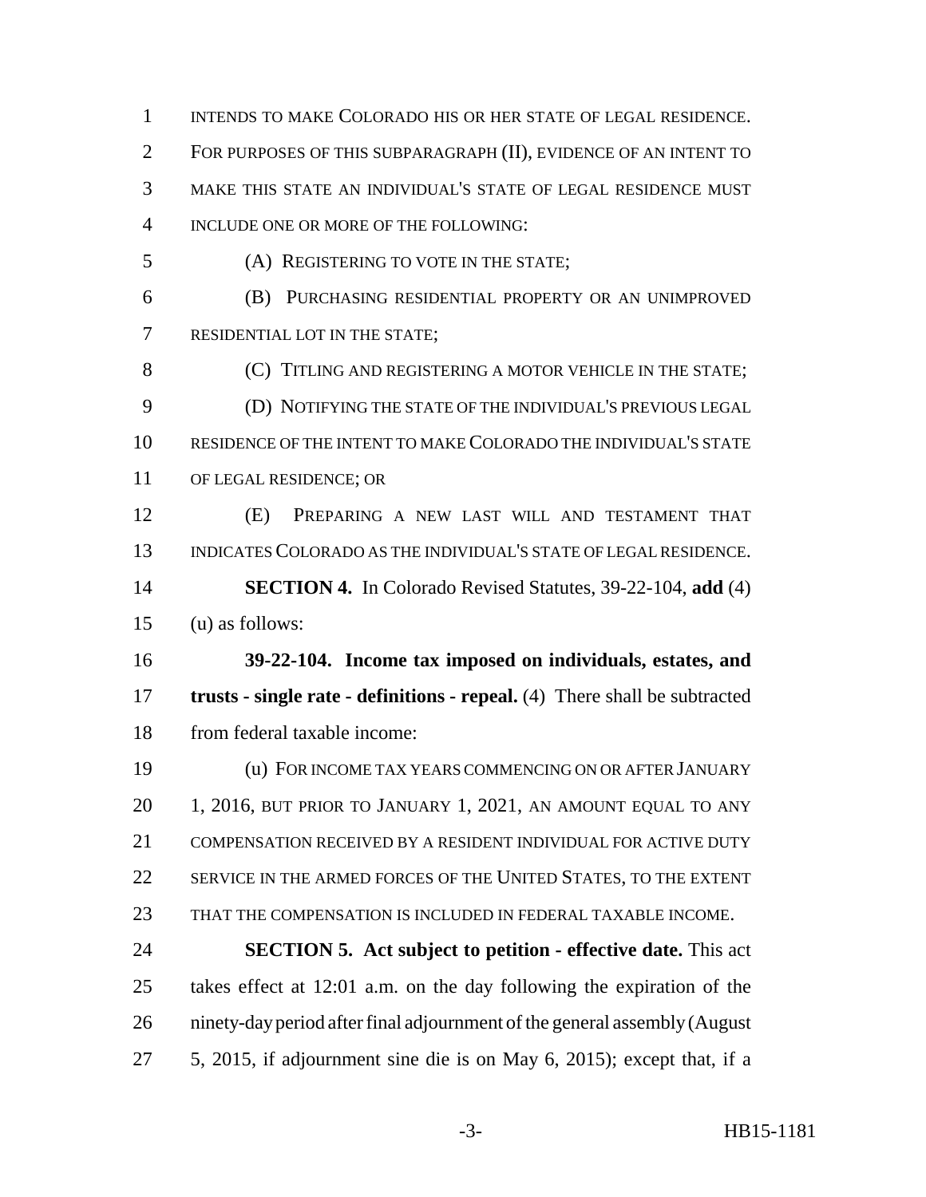INTENDS TO MAKE COLORADO HIS OR HER STATE OF LEGAL RESIDENCE. FOR PURPOSES OF THIS SUBPARAGRAPH (II), EVIDENCE OF AN INTENT TO MAKE THIS STATE AN INDIVIDUAL'S STATE OF LEGAL RESIDENCE MUST INCLUDE ONE OR MORE OF THE FOLLOWING:

(A) REGISTERING TO VOTE IN THE STATE;

(B) PURCHASING RESIDENTIAL PROPERTY OR AN UNIMPROVED RESIDENTIAL LOT IN THE STATE;

(C) TITLING AND REGISTERING A MOTOR VEHICLE IN THE STATE;

(D) NOTIFYING THE STATE OF THE INDIVIDUAL'S PREVIOUS LEGAL RESIDENCE OF THE INTENT TO MAKE COLORADO THE INDIVIDUAL'S STATE OF LEGAL RESIDENCE; OR

(E) PREPARING A NEW LAST WILL AND TESTAMENT THAT INDICATES COLORADO AS THE INDIVIDUAL'S STATE OF LEGAL RESIDENCE.

**SECTION 4.** In Colorado Revised Statutes, 39-22-104, **add** (4) (u) as follows:

**39-22-104. Income tax imposed on individuals, estates, and trusts - single rate - definitions - repeal.** (4) There shall be subtracted from federal taxable income:

(u) FOR INCOME TAX YEARS COMMENCING ON OR AFTER JANUARY 1, 2016, BUT PRIOR TO JANUARY 1, 2021, AN AMOUNT EQUAL TO ANY COMPENSATION RECEIVED BY A RESIDENT INDIVIDUAL FOR ACTIVE DUTY SERVICE IN THE ARMED FORCES OF THE UNITED STATES, TO THE EXTENT THAT THE COMPENSATION IS INCLUDED IN FEDERAL TAXABLE INCOME.

**SECTION 5. Act subject to petition - effective date.** This act takes effect at 12:01 a.m. on the day following the expiration of the ninety-day period after final adjournment of the general assembly (August 5, 2015, if adjournment sine die is on May 6, 2015); except that, if a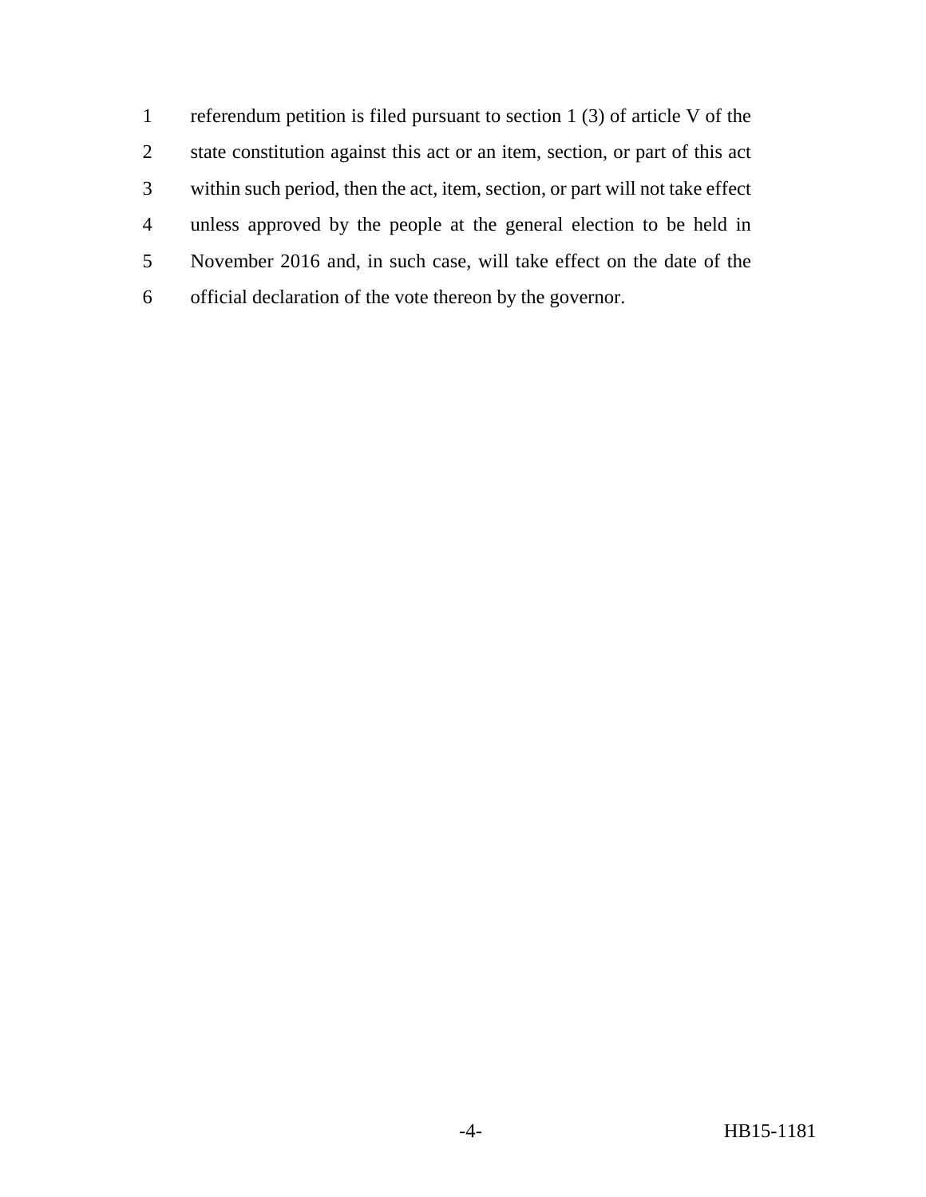referendum petition is filed pursuant to section 1 (3) of article V of the state constitution against this act or an item, section, or part of this act within such period, then the act, item, section, or part will not take effect unless approved by the people at the general election to be held in November 2016 and, in such case, will take effect on the date of the official declaration of the vote thereon by the governor.